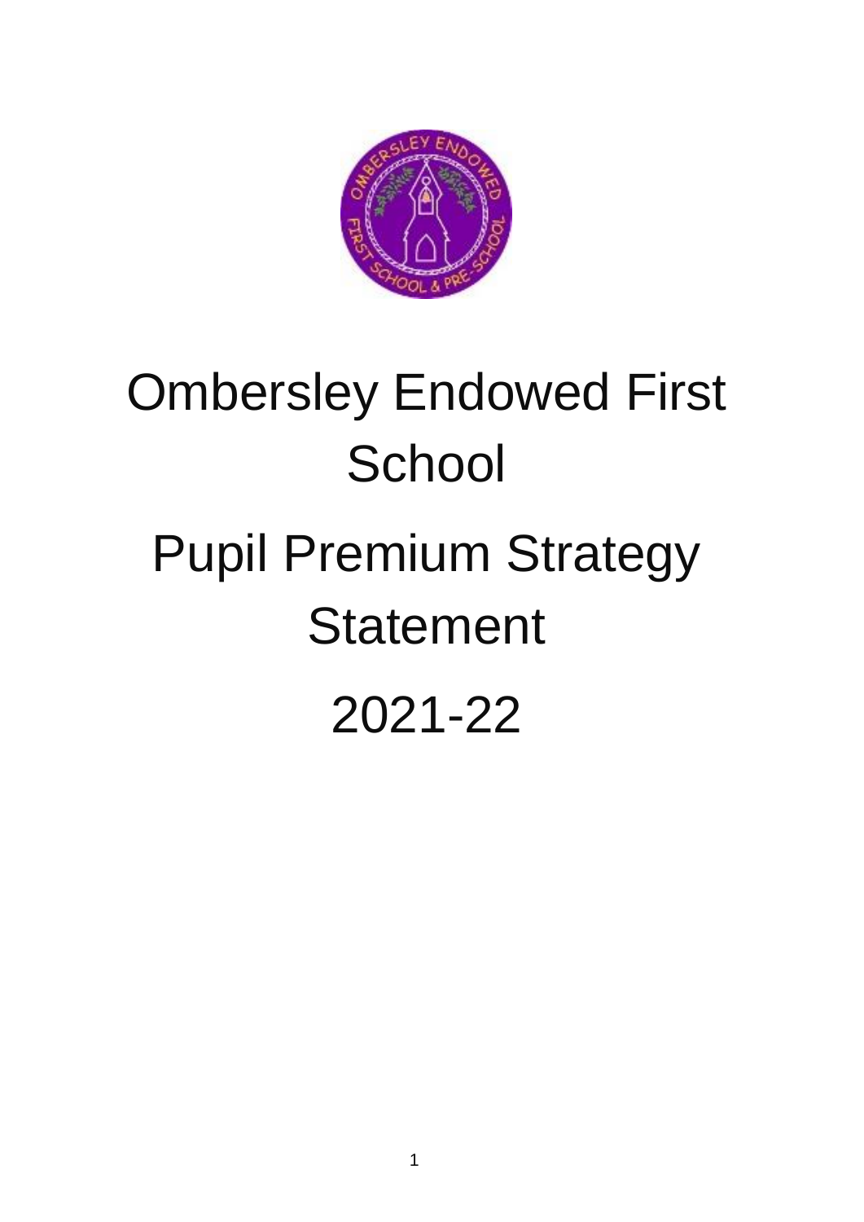# Ombersley Endowed First School

# Pupil Premium Strategy Statement

# 2021-22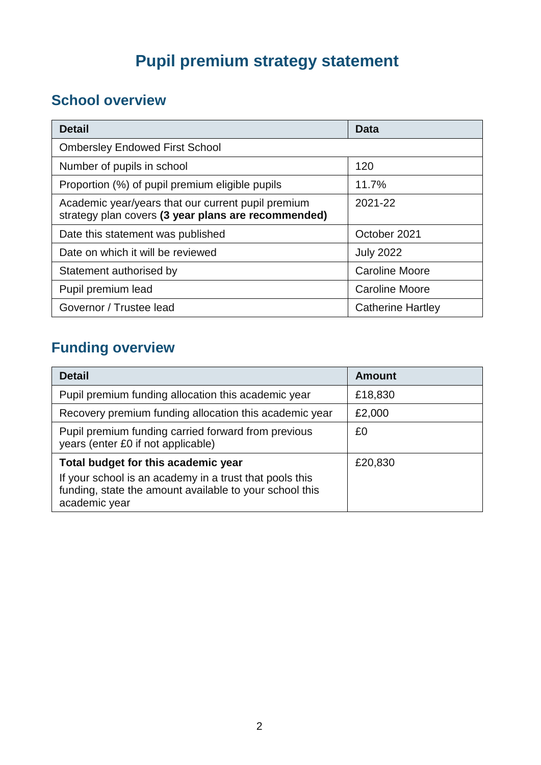# Pupil premium strategy statement

## School overview

| Detail | Data |
| --- | --- |
| Ombersley Endowed First School | |
| Number of pupils in school | 120 |
| Proportion (%) of pupil premium eligible pupils | 11.7% |
| Academic year/years that our current pupil premium strategy plan covers **(3 year plans are recommended)** | 2021-22 |
| Date this statement was published | October 2021 |
| Date on which it will be reviewed | July 2022 |
| Statement authorised by | Caroline Moore |
| Pupil premium lead | Caroline Moore |
| Governor / Trustee lead | Catherine Hartley |

## Funding overview

| Detail | Amount |
| --- | --- |
| Pupil premium funding allocation this academic year | £18,830 |
| Recovery premium funding allocation this academic year | £2,000 |
| Pupil premium funding carried forward from previous years (enter £0 if not applicable) | £0 |
| **Total budget for this academic year**<br>If your school is an academy in a trust that pools this funding, state the amount available to your school this academic year | £20,830 |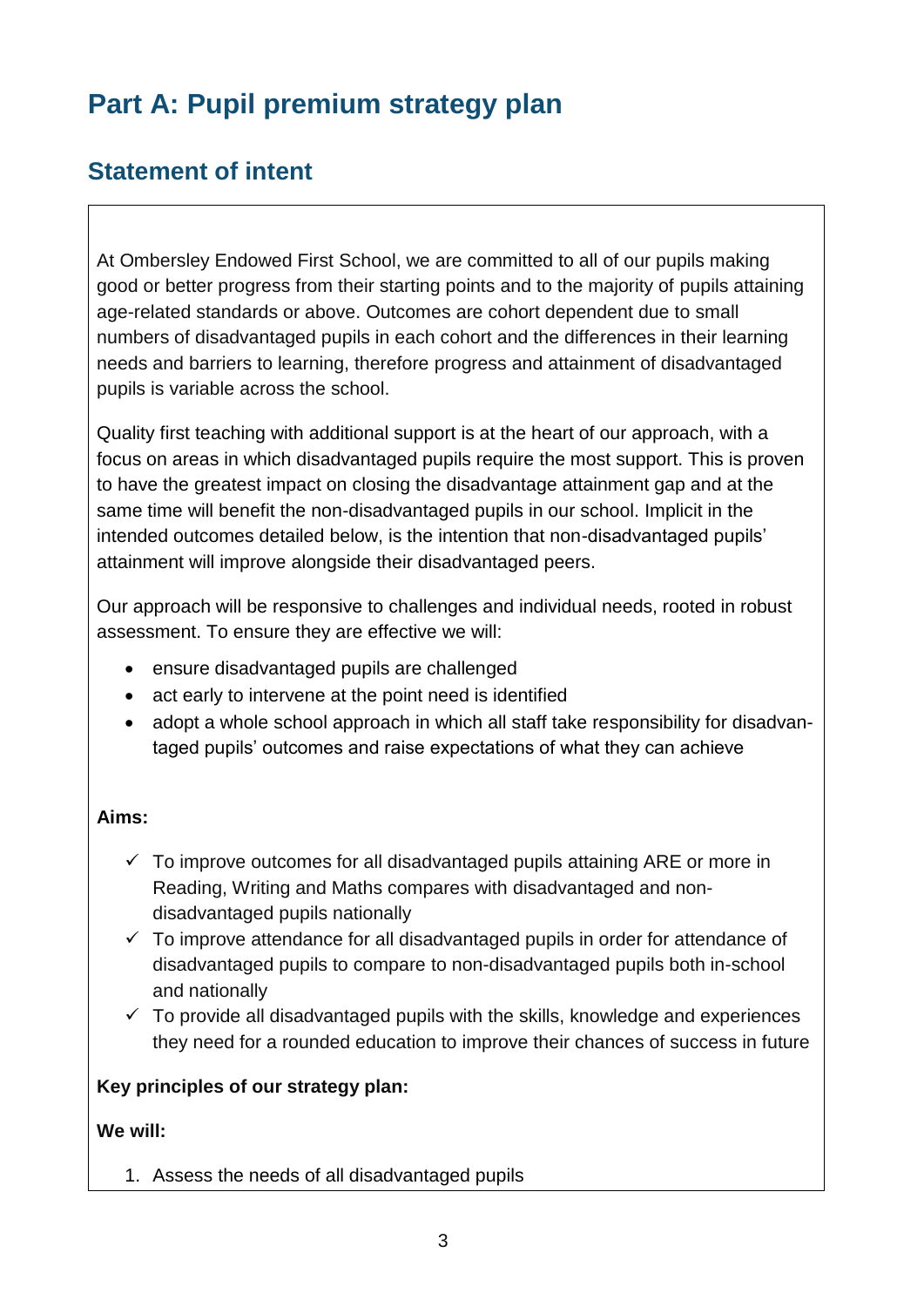# Part A: Pupil premium strategy plan

## Statement of intent

At Ombersley Endowed First School, we are committed to all of our pupils making good or better progress from their starting points and to the majority of pupils attaining age-related standards or above. Outcomes are cohort dependent due to small numbers of disadvantaged pupils in each cohort and the differences in their learning needs and barriers to learning, therefore progress and attainment of disadvantaged pupils is variable across the school.

Quality first teaching with additional support is at the heart of our approach, with a focus on areas in which disadvantaged pupils require the most support. This is proven to have the greatest impact on closing the disadvantage attainment gap and at the same time will benefit the non-disadvantaged pupils in our school. Implicit in the intended outcomes detailed below, is the intention that non-disadvantaged pupils' attainment will improve alongside their disadvantaged peers.

Our approach will be responsive to challenges and individual needs, rooted in robust assessment. To ensure they are effective we will:

- ensure disadvantaged pupils are challenged
- act early to intervene at the point need is identified
- adopt a whole school approach in which all staff take responsibility for disadvantaged pupils' outcomes and raise expectations of what they can achieve

**Aims:**

- ✓ To improve outcomes for all disadvantaged pupils attaining ARE or more in Reading, Writing and Maths compares with disadvantaged and non-disadvantaged pupils nationally
- ✓ To improve attendance for all disadvantaged pupils in order for attendance of disadvantaged pupils to compare to non-disadvantaged pupils both in-school and nationally
- ✓ To provide all disadvantaged pupils with the skills, knowledge and experiences they need for a rounded education to improve their chances of success in future

**Key principles of our strategy plan:**

**We will:**

1. Assess the needs of all disadvantaged pupils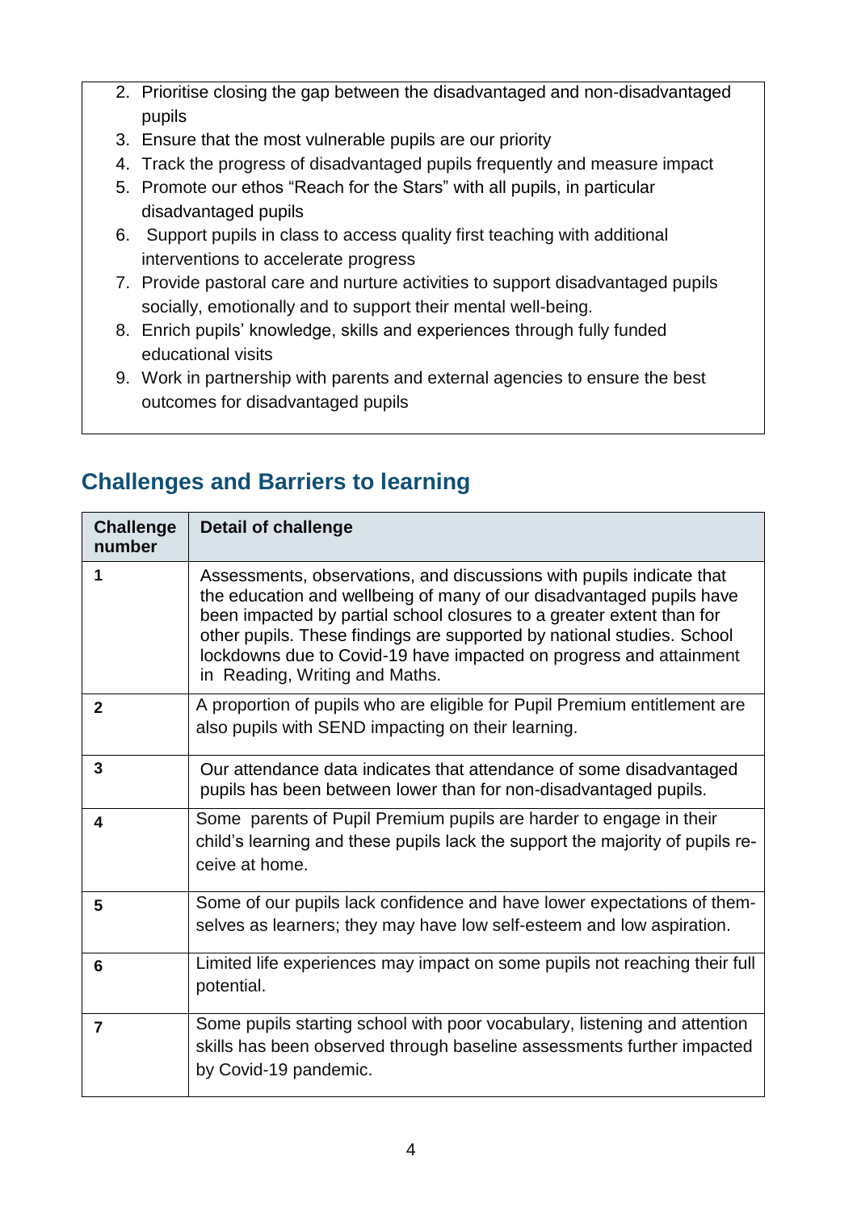2. Prioritise closing the gap between the disadvantaged and non-disadvantaged pupils
3. Ensure that the most vulnerable pupils are our priority
4. Track the progress of disadvantaged pupils frequently and measure impact
5. Promote our ethos "Reach for the Stars" with all pupils, in particular disadvantaged pupils
6. Support pupils in class to access quality first teaching with additional interventions to accelerate progress
7. Provide pastoral care and nurture activities to support disadvantaged pupils socially, emotionally and to support their mental well-being.
8. Enrich pupils' knowledge, skills and experiences through fully funded educational visits
9. Work in partnership with parents and external agencies to ensure the best outcomes for disadvantaged pupils

## Challenges and Barriers to learning

| Challenge number | Detail of challenge |
|---|---|
| 1 | Assessments, observations, and discussions with pupils indicate that the education and wellbeing of many of our disadvantaged pupils have been impacted by partial school closures to a greater extent than for other pupils. These findings are supported by national studies. School lockdowns due to Covid-19 have impacted on progress and attainment in Reading, Writing and Maths. |
| 2 | A proportion of pupils who are eligible for Pupil Premium entitlement are also pupils with SEND impacting on their learning. |
| 3 | Our attendance data indicates that attendance of some disadvantaged pupils has been between lower than for non-disadvantaged pupils. |
| 4 | Some parents of Pupil Premium pupils are harder to engage in their child's learning and these pupils lack the support the majority of pupils receive at home. |
| 5 | Some of our pupils lack confidence and have lower expectations of themselves as learners; they may have low self-esteem and low aspiration. |
| 6 | Limited life experiences may impact on some pupils not reaching their full potential. |
| 7 | Some pupils starting school with poor vocabulary, listening and attention skills has been observed through baseline assessments further impacted by Covid-19 pandemic. |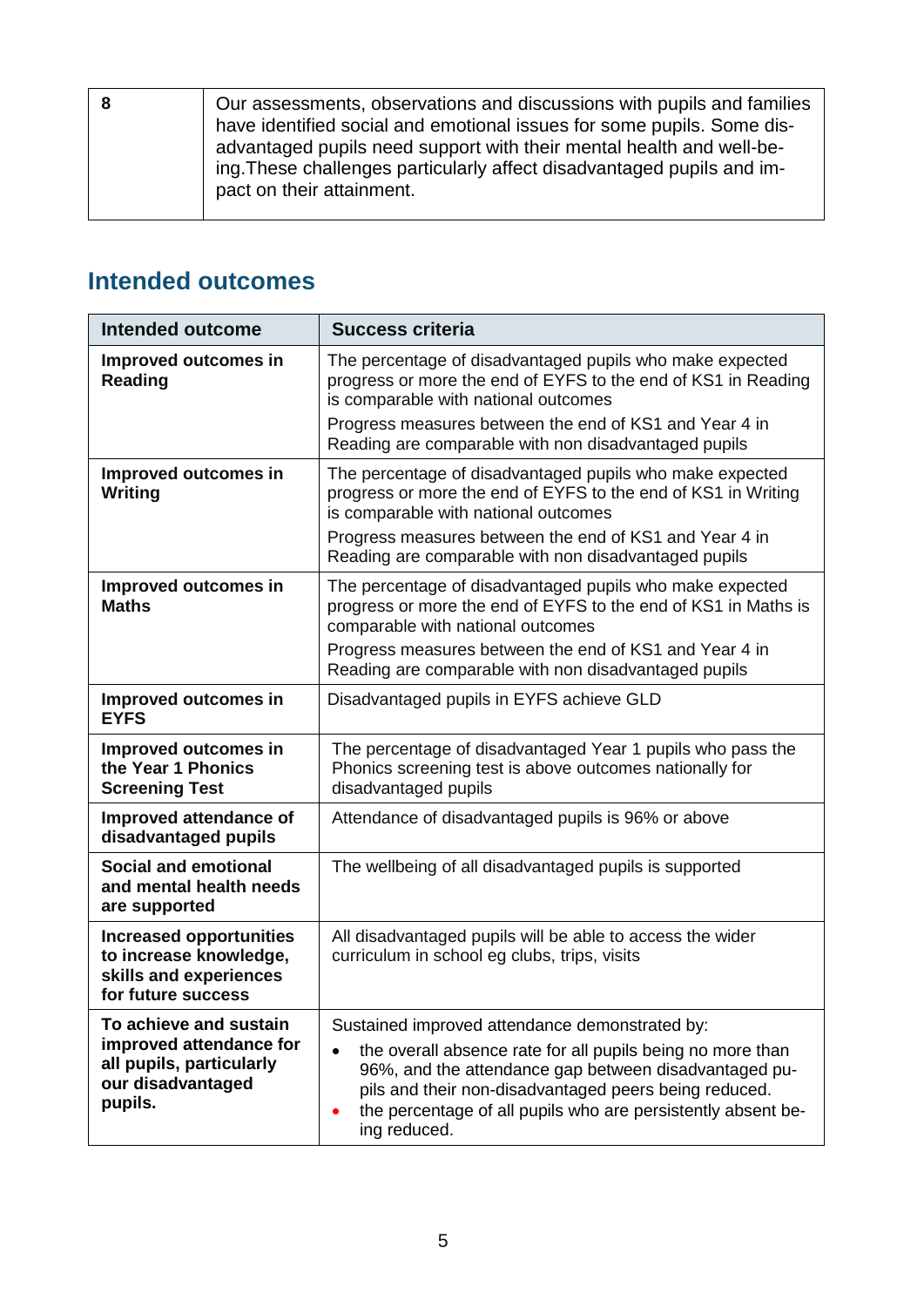| 8 | Our assessments, observations and discussions with pupils and families have identified social and emotional issues for some pupils. Some disadvantaged pupils need support with their mental health and well-being.These challenges particularly affect disadvantaged pupils and impact on their attainment. |
|---|---|

## Intended outcomes

| Intended outcome | Success criteria |
|---|---|
| **Improved outcomes in Reading** | The percentage of disadvantaged pupils who make expected progress or more the end of EYFS to the end of KS1 in Reading is comparable with national outcomes<br><br>Progress measures between the end of KS1 and Year 4 in Reading are comparable with non disadvantaged pupils |
| **Improved outcomes in Writing** | The percentage of disadvantaged pupils who make expected progress or more the end of EYFS to the end of KS1 in Writing is comparable with national outcomes<br><br>Progress measures between the end of KS1 and Year 4 in Reading are comparable with non disadvantaged pupils |
| **Improved outcomes in Maths** | The percentage of disadvantaged pupils who make expected progress or more the end of EYFS to the end of KS1 in Maths is comparable with national outcomes<br><br>Progress measures between the end of KS1 and Year 4 in Reading are comparable with non disadvantaged pupils |
| **Improved outcomes in EYFS** | Disadvantaged pupils in EYFS achieve GLD |
| **Improved outcomes in the Year 1 Phonics Screening Test** | The percentage of disadvantaged Year 1 pupils who pass the Phonics screening test is above outcomes nationally for disadvantaged pupils |
| **Improved attendance of disadvantaged pupils** | Attendance of disadvantaged pupils is 96% or above |
| **Social and emotional and mental health needs are supported** | The wellbeing of all disadvantaged pupils is supported |
| **Increased opportunities to increase knowledge, skills and experiences for future success** | All disadvantaged pupils will be able to access the wider curriculum in school eg clubs, trips, visits |
| **To achieve and sustain improved attendance for all pupils, particularly our disadvantaged pupils.** | Sustained improved attendance demonstrated by:<br>• the overall absence rate for all pupils being no more than 96%, and the attendance gap between disadvantaged pupils and their non-disadvantaged peers being reduced.<br>• the percentage of all pupils who are persistently absent being reduced. |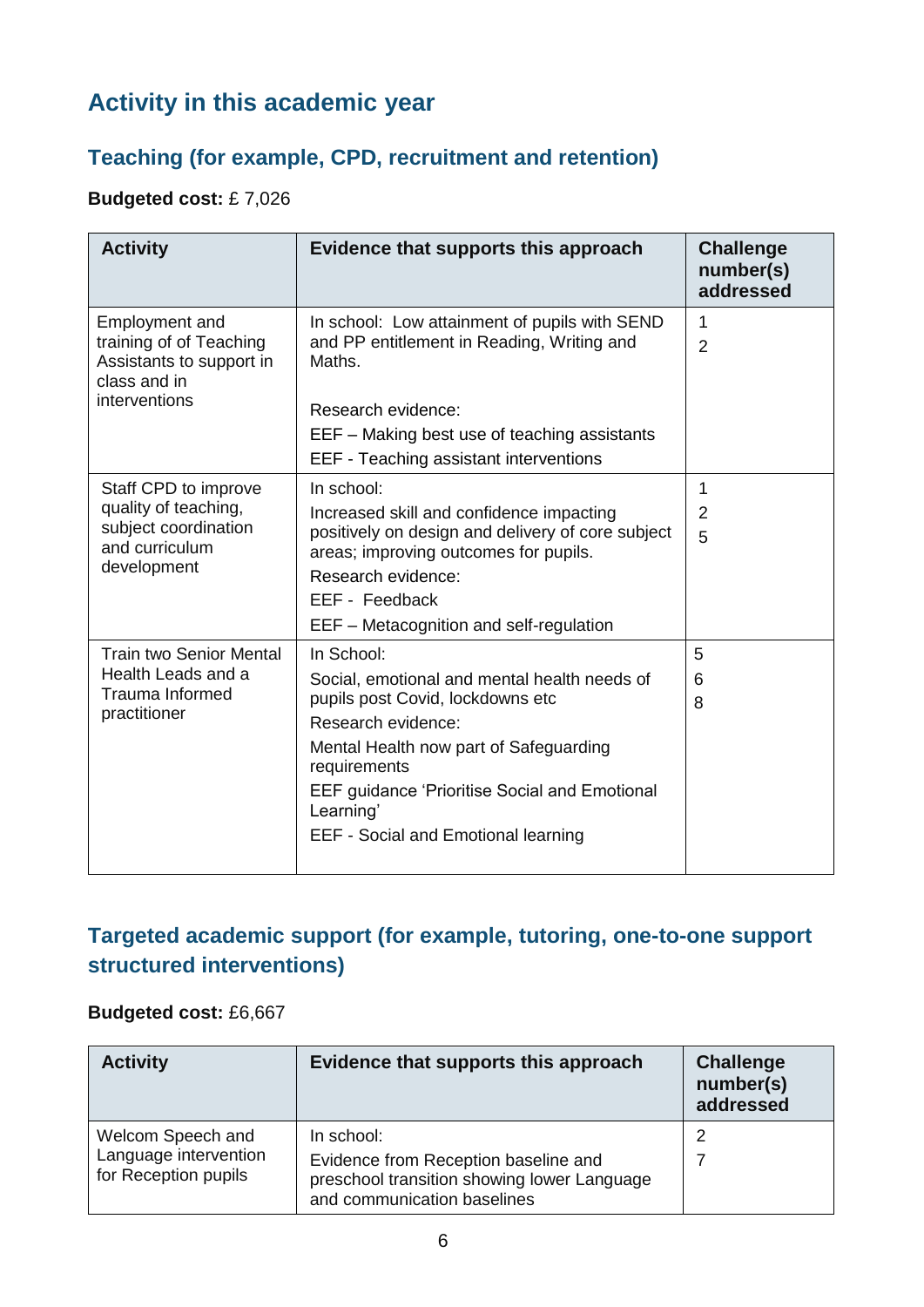## Activity in this academic year

### Teaching (for example, CPD, recruitment and retention)

**Budgeted cost:** £ 7,026

| Activity | Evidence that supports this approach | Challenge number(s) addressed |
|---|---|---|
| Employment and training of of Teaching Assistants to support in class and in interventions | In school: Low attainment of pupils with SEND and PP entitlement in Reading, Writing and Maths.<br><br>Research evidence:<br>EEF – Making best use of teaching assistants<br>EEF - Teaching assistant interventions | 1<br>2 |
| Staff CPD to improve quality of teaching, subject coordination and curriculum development | In school:<br>Increased skill and confidence impacting positively on design and delivery of core subject areas; improving outcomes for pupils.<br>Research evidence:<br>EEF - Feedback<br>EEF – Metacognition and self-regulation | 1<br>2<br>5 |
| Train two Senior Mental Health Leads and a Trauma Informed practitioner | In School:<br>Social, emotional and mental health needs of pupils post Covid, lockdowns etc<br>Research evidence:<br>Mental Health now part of Safeguarding requirements<br>EEF guidance 'Prioritise Social and Emotional Learning'<br>EEF - Social and Emotional learning | 5<br>6<br>8 |

### Targeted academic support (for example, tutoring, one-to-one support structured interventions)

**Budgeted cost:** £6,667

| Activity | Evidence that supports this approach | Challenge number(s) addressed |
|---|---|---|
| Welcom Speech and Language intervention for Reception pupils | In school:<br>Evidence from Reception baseline and preschool transition showing lower Language and communication baselines | 2<br>7 |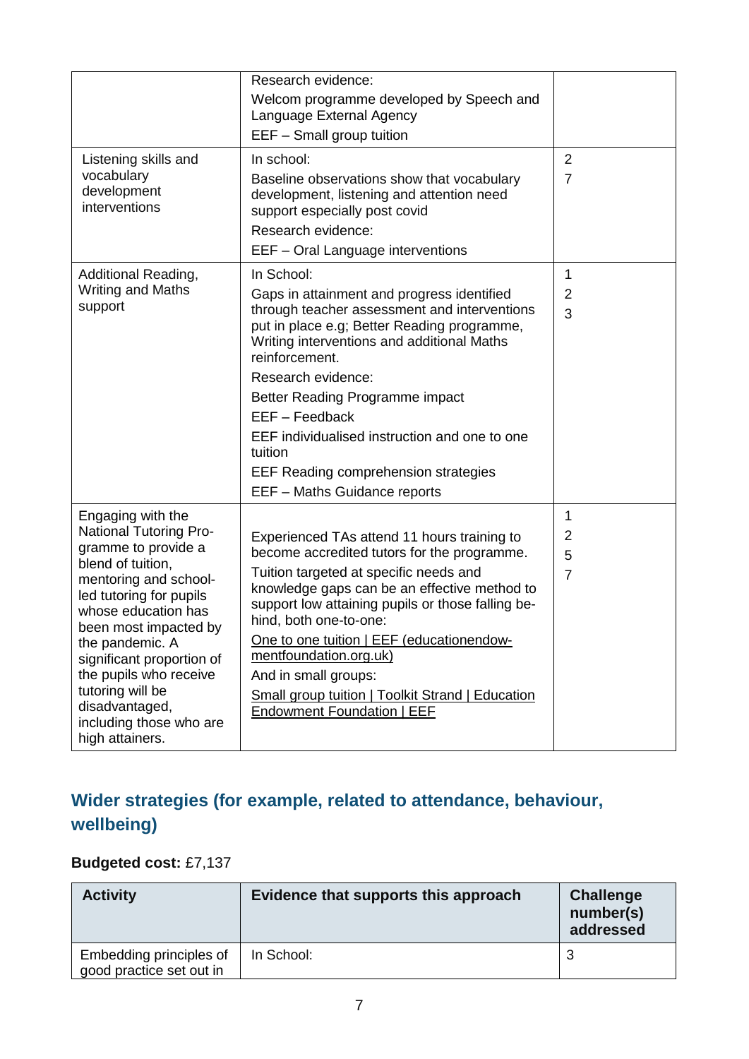|  |  |  |
|---|---|---|
|  | Research evidence:<br>Welcom programme developed by Speech and Language External Agency<br>EEF – Small group tuition |  |
| Listening skills and vocabulary development interventions | In school:<br>Baseline observations show that vocabulary development, listening and attention need support especially post covid<br>Research evidence:<br>EEF – Oral Language interventions | 2<br>7 |
| Additional Reading, Writing and Maths support | In School:<br>Gaps in attainment and progress identified through teacher assessment and interventions put in place e.g; Better Reading programme, Writing interventions and additional Maths reinforcement.<br>Research evidence:<br>Better Reading Programme impact<br>EEF – Feedback<br>EEF individualised instruction and one to one tuition<br>EEF Reading comprehension strategies<br>EEF – Maths Guidance reports | 1<br>2<br>3 |
| Engaging with the National Tutoring Programme to provide a blend of tuition, mentoring and school-led tutoring for pupils whose education has been most impacted by the pandemic. A significant proportion of the pupils who receive tutoring will be disadvantaged, including those who are high attainers. | Experienced TAs attend 11 hours training to become accredited tutors for the programme.<br>Tuition targeted at specific needs and knowledge gaps can be an effective method to support low attaining pupils or those falling behind, both one-to-one:<br>One to one tuition \| EEF (educationendowmentfoundation.org.uk)<br>And in small groups:<br>Small group tuition \| Toolkit Strand \| Education Endowment Foundation \| EEF | 1<br>2<br>5<br>7 |

## Wider strategies (for example, related to attendance, behaviour, wellbeing)

**Budgeted cost:** £7,137

| Activity | Evidence that supports this approach | Challenge number(s) addressed |
|---|---|---|
| Embedding principles of good practice set out in | In School: | 3 |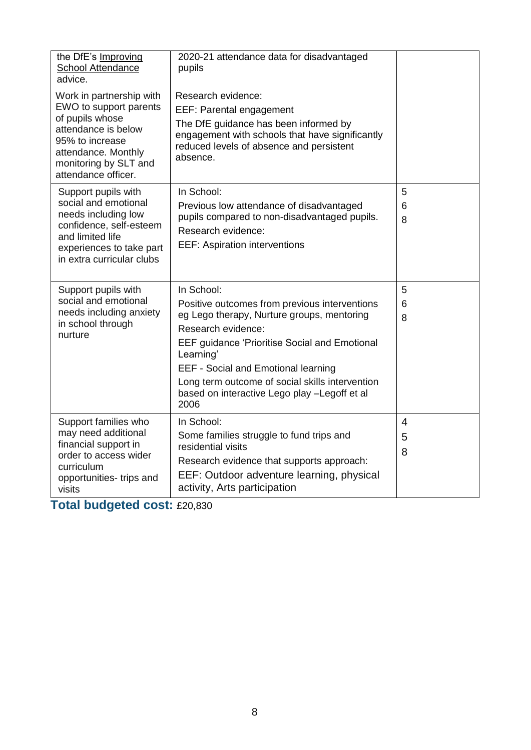| | | |
|---|---|---|
| the DfE's Improving School Attendance advice.<br><br>Work in partnership with EWO to support parents of pupils whose attendance is below 95% to increase attendance. Monthly monitoring by SLT and attendance officer. | 2020-21 attendance data for disadvantaged pupils<br><br>Research evidence:<br>EEF: Parental engagement<br>The DfE guidance has been informed by engagement with schools that have significantly reduced levels of absence and persistent absence. | |
| Support pupils with social and emotional needs including low confidence, self-esteem and limited life experiences to take part in extra curricular clubs | In School:<br>Previous low attendance of disadvantaged pupils compared to non-disadvantaged pupils.<br>Research evidence:<br>EEF: Aspiration interventions | 5<br>6<br>8 |
| Support pupils with social and emotional needs including anxiety in school through nurture | In School:<br>Positive outcomes from previous interventions eg Lego therapy, Nurture groups, mentoring<br>Research evidence:<br>EEF guidance 'Prioritise Social and Emotional Learning'<br>EEF - Social and Emotional learning<br>Long term outcome of social skills intervention based on interactive Lego play –Legoff et al 2006 | 5<br>6<br>8 |
| Support families who may need additional financial support in order to access wider curriculum opportunities- trips and visits | In School:<br>Some families struggle to fund trips and residential visits<br>Research evidence that supports approach:<br>EEF: Outdoor adventure learning, physical activity, Arts participation | 4<br>5<br>8 |

**Total budgeted cost:** £20,830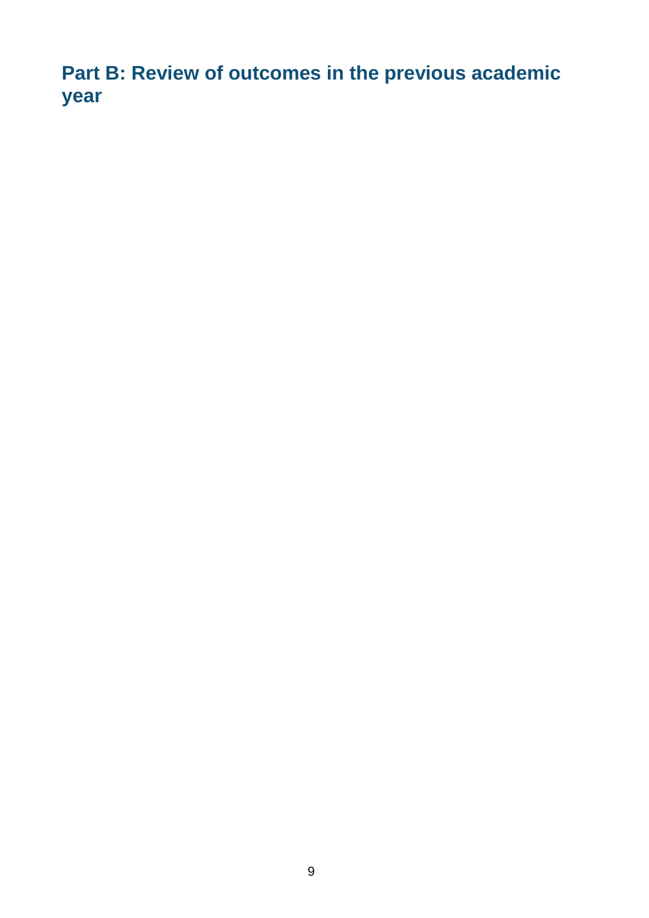## Part B: Review of outcomes in the previous academic year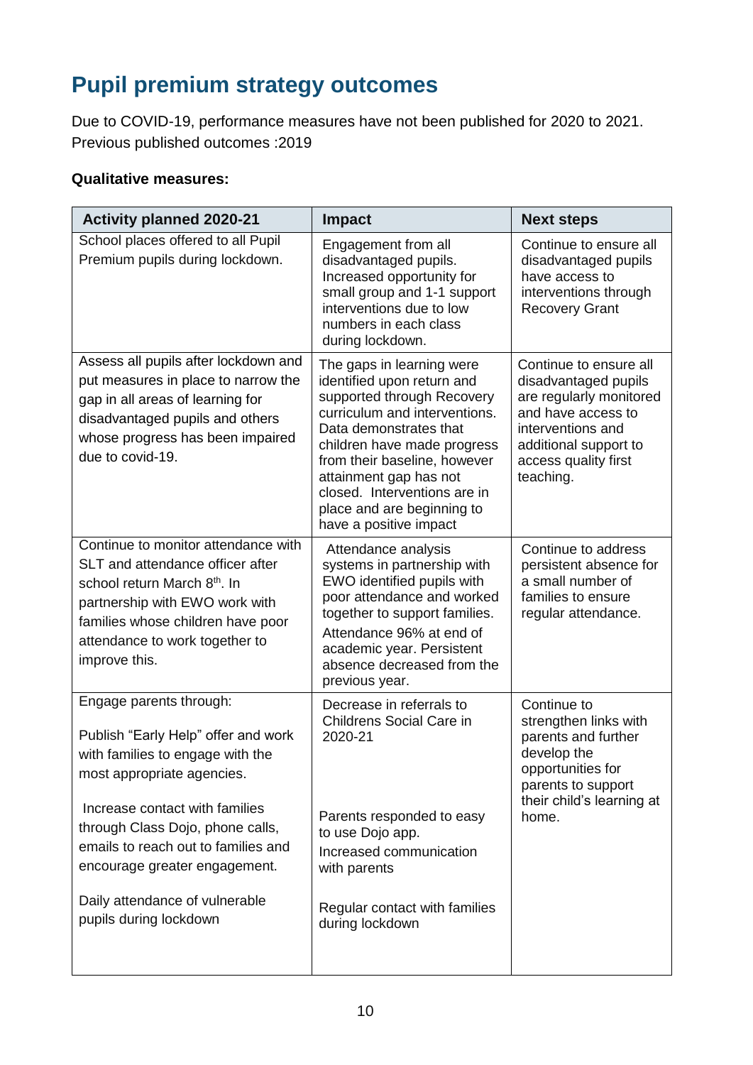## Pupil premium strategy outcomes

Due to COVID-19, performance measures have not been published for 2020 to 2021. Previous published outcomes :2019

**Qualitative measures:**

| Activity planned 2020-21 | Impact | Next steps |
|---|---|---|
| School places offered to all Pupil Premium pupils during lockdown. | Engagement from all disadvantaged pupils. Increased opportunity for small group and 1-1 support interventions due to low numbers in each class during lockdown. | Continue to ensure all disadvantaged pupils have access to interventions through Recovery Grant |
| Assess all pupils after lockdown and put measures in place to narrow the gap in all areas of learning for disadvantaged pupils and others whose progress has been impaired due to covid-19. | The gaps in learning were identified upon return and supported through Recovery curriculum and interventions. Data demonstrates that children have made progress from their baseline, however attainment gap has not closed. Interventions are in place and are beginning to have a positive impact | Continue to ensure all disadvantaged pupils are regularly monitored and have access to interventions and additional support to access quality first teaching. |
| Continue to monitor attendance with SLT and attendance officer after school return March 8th. In partnership with EWO work with families whose children have poor attendance to work together to improve this. | Attendance analysis systems in partnership with EWO identified pupils with poor attendance and worked together to support families. Attendance 96% at end of academic year. Persistent absence decreased from the previous year. | Continue to address persistent absence for a small number of families to ensure regular attendance. |
| Engage parents through:<br><br>Publish "Early Help" offer and work with families to engage with the most appropriate agencies.<br><br>Increase contact with families through Class Dojo, phone calls, emails to reach out to families and encourage greater engagement.<br><br>Daily attendance of vulnerable pupils during lockdown | Decrease in referrals to Childrens Social Care in 2020-21<br><br>Parents responded to easy to use Dojo app.<br>Increased communication with parents<br><br>Regular contact with families during lockdown | Continue to strengthen links with parents and further develop the opportunities for parents to support their child's learning at home. |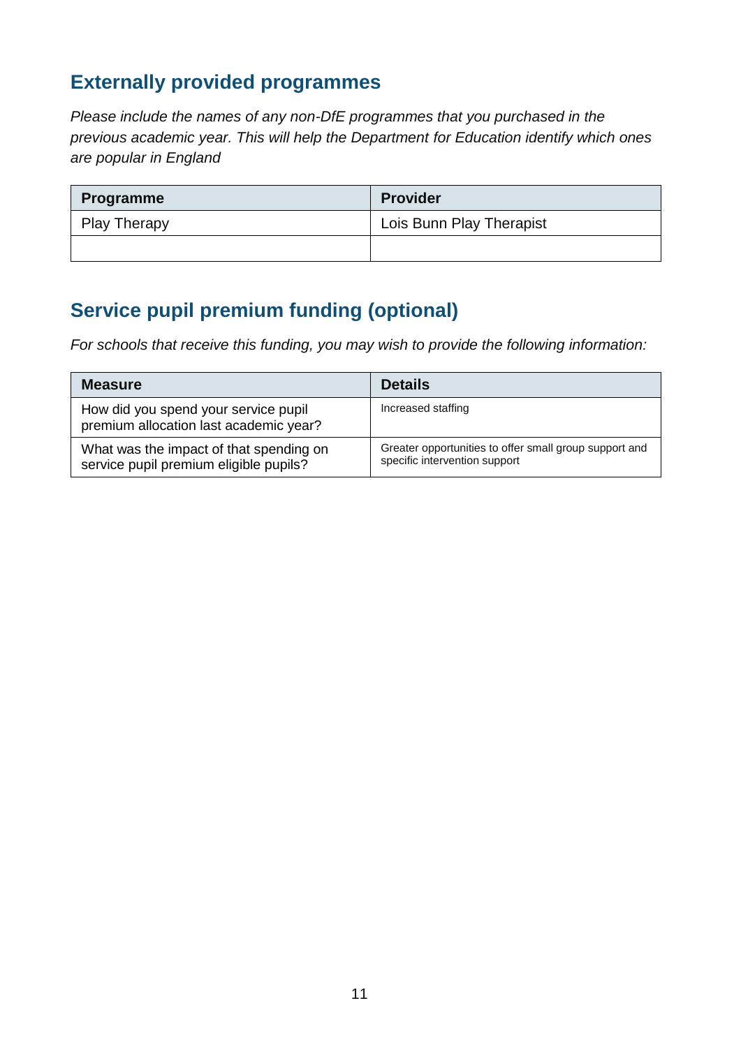## Externally provided programmes

*Please include the names of any non-DfE programmes that you purchased in the previous academic year. This will help the Department for Education identify which ones are popular in England*

| Programme | Provider |
|---|---|
| Play Therapy | Lois Bunn Play Therapist |
| | |

## Service pupil premium funding (optional)

*For schools that receive this funding, you may wish to provide the following information:*

| Measure | Details |
|---|---|
| How did you spend your service pupil premium allocation last academic year? | Increased staffing |
| What was the impact of that spending on service pupil premium eligible pupils? | Greater opportunities to offer small group support and specific intervention support |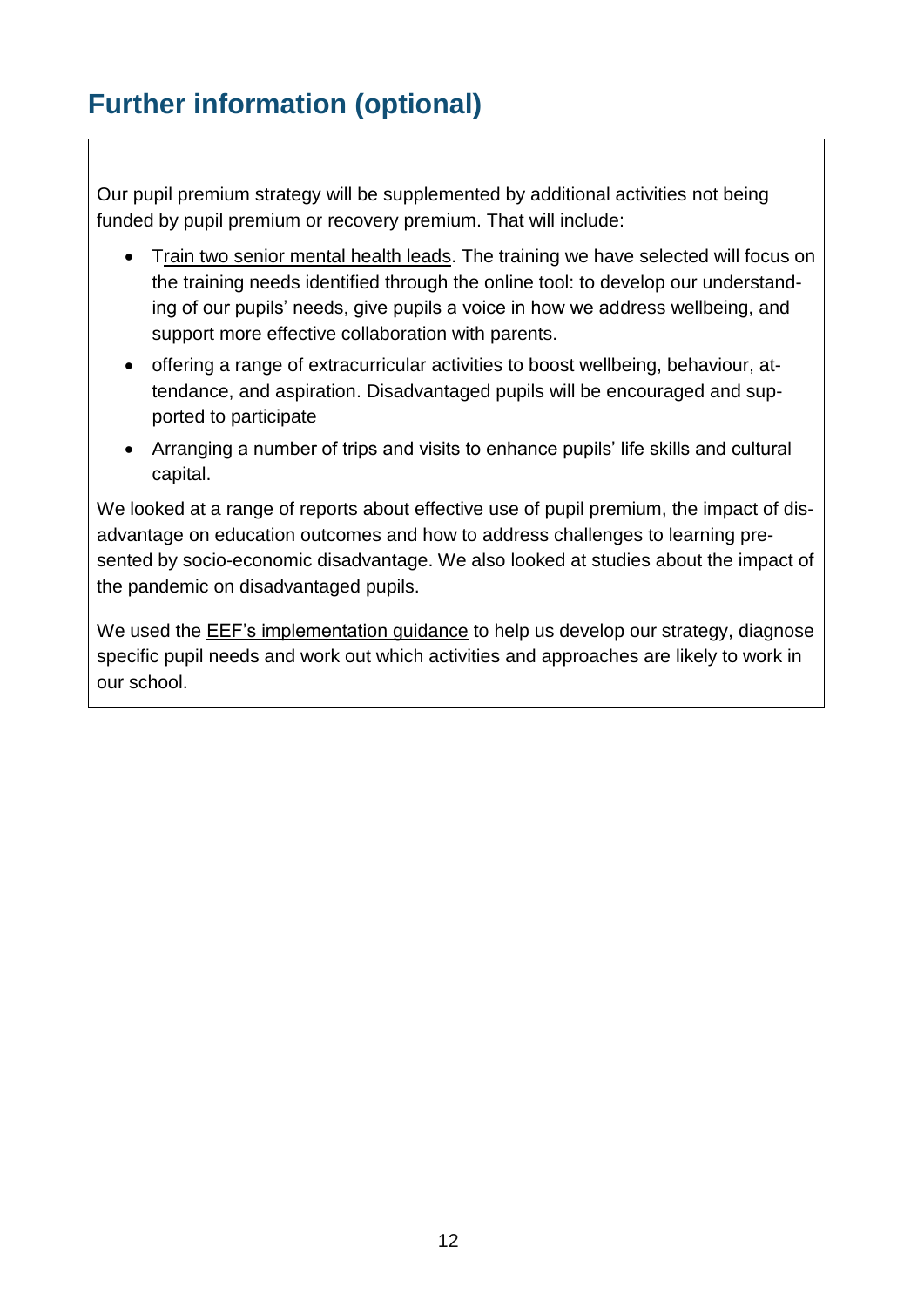## Further information (optional)

Our pupil premium strategy will be supplemented by additional activities not being funded by pupil premium or recovery premium. That will include:

- Train two senior mental health leads. The training we have selected will focus on the training needs identified through the online tool: to develop our understanding of our pupils' needs, give pupils a voice in how we address wellbeing, and support more effective collaboration with parents.
- offering a range of extracurricular activities to boost wellbeing, behaviour, attendance, and aspiration. Disadvantaged pupils will be encouraged and supported to participate
- Arranging a number of trips and visits to enhance pupils' life skills and cultural capital.

We looked at a range of reports about effective use of pupil premium, the impact of disadvantage on education outcomes and how to address challenges to learning presented by socio-economic disadvantage. We also looked at studies about the impact of the pandemic on disadvantaged pupils.

We used the EEF's implementation guidance to help us develop our strategy, diagnose specific pupil needs and work out which activities and approaches are likely to work in our school.